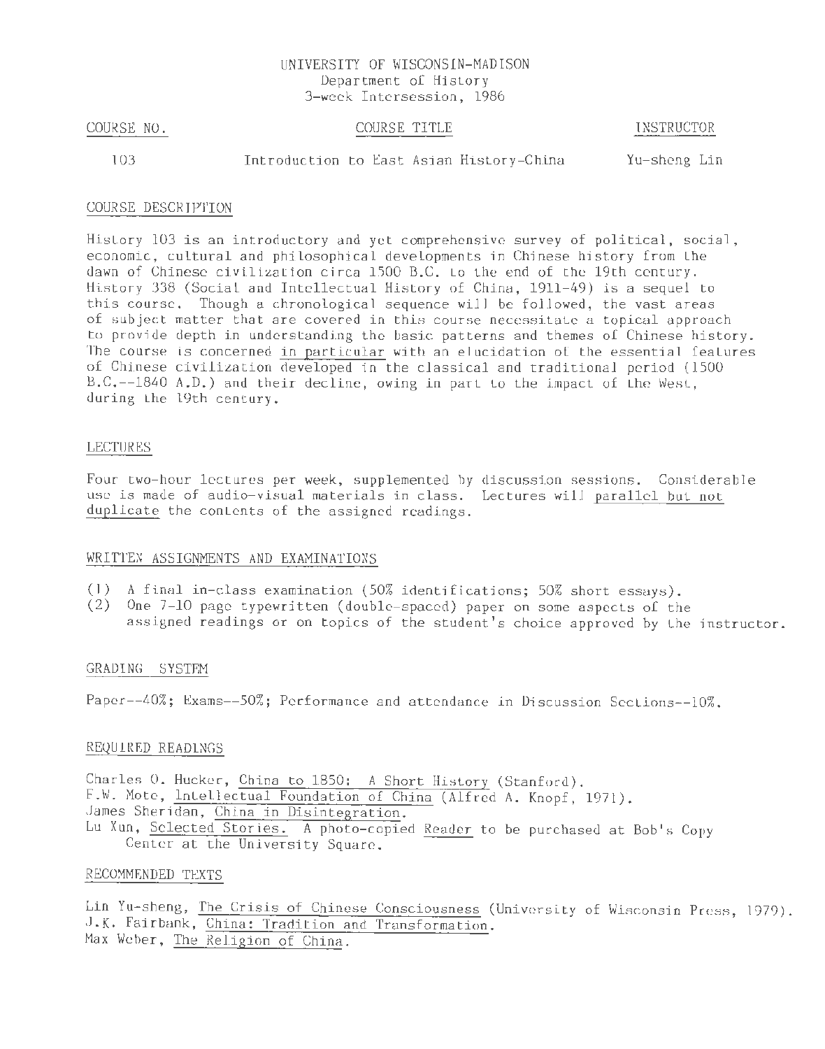# UNIVERSITY OF WISCONSIN-MADISON
Department of History
3-week Intersession, 1986

| COURSE NO. | COURSE TITLE | INSTRUCTOR |
|---|---|---|
| 103 | Introduction to East Asian History-China | Yu-sheng Lin |

## COURSE DESCRIPTION

History 103 is an introductory and yet comprehensive survey of political, social, economic, cultural and philosophical developments in Chinese history from the dawn of Chinese civilization circa 1500 B.C. to the end of the 19th century. History 338 (Social and Intellectual History of China, 1911-49) is a sequel to this course. Though a chronological sequence will be followed, the vast areas of subject matter that are covered in this course necessitate a topical approach to provide depth in understanding the basic patterns and themes of Chinese history. The course is concerned in particular with an elucidation of the essential features of Chinese civilization developed in the classical and traditional period (1500 B.C.--1840 A.D.) and their decline, owing in part to the impact of the West, during the 19th century.

## LECTURES

Four two-hour lectures per week, supplemented by discussion sessions. Considerable use is made of audio-visual materials in class. Lectures will parallel but not duplicate the contents of the assigned readings.

## WRITTEN ASSIGNMENTS AND EXAMINATIONS

(1) A final in-class examination (50% identifications; 50% short essays).
(2) One 7-10 page typewritten (double-spaced) paper on some aspects of the assigned readings or on topics of the student's choice approved by the instructor.

## GRADING SYSTEM

Paper--40%; Exams--50%; Performance and attendance in Discussion Sections--10%.

## REQUIRED READINGS

Charles O. Hucker, China to 1850: A Short History (Stanford).
F.W. Mote, Intellectual Foundation of China (Alfred A. Knopf, 1971).
James Sheridan, China in Disintegration.
Lu Xun, Selected Stories. A photo-copied Reader to be purchased at Bob's Copy Center at the University Square.

## RECOMMENDED TEXTS

Lin Yu-sheng, The Crisis of Chinese Consciousness (University of Wisconsin Press, 1979).
J.K. Fairbank, China: Tradition and Transformation.
Max Weber, The Religion of China.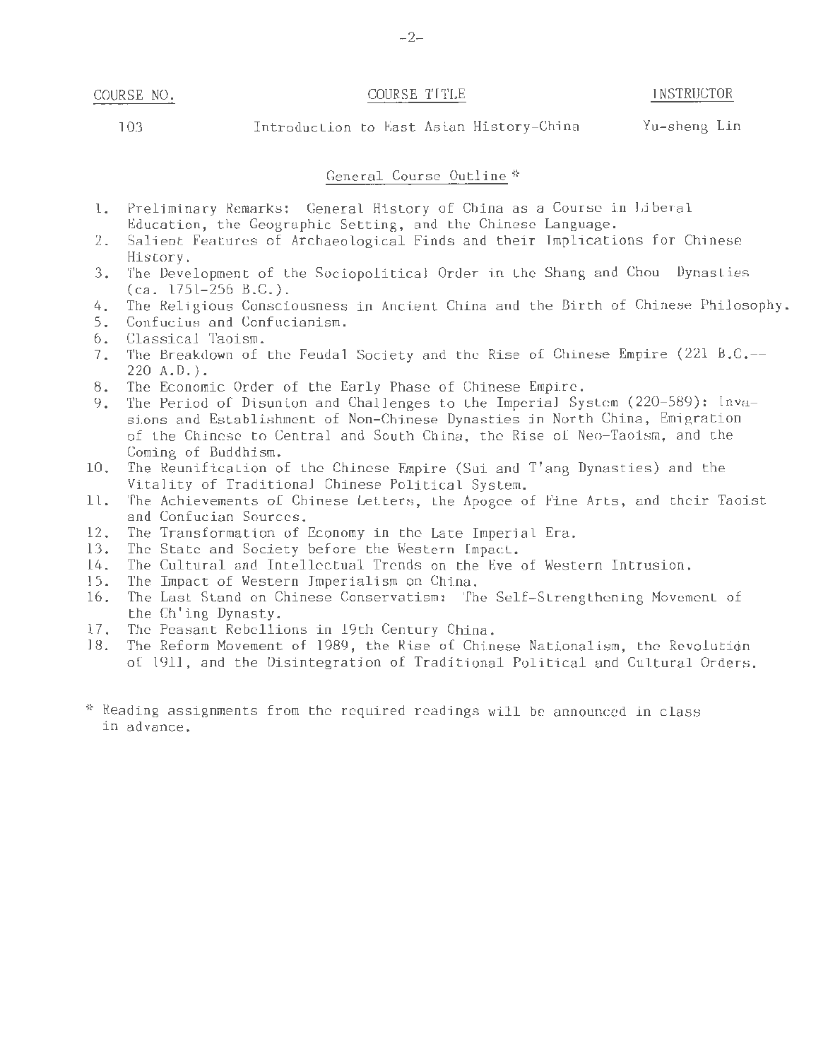| COURSE NO. | COURSE TITLE | INSTRUCTOR |
| --- | --- | --- |
| 103 | Introduction to East Asian History-China | Yu-sheng Lin |

## General Course Outline *

1. Preliminary Remarks: General History of China as a Course in Liberal Education, the Geographic Setting, and the Chinese Language.
2. Salient Features of Archaeological Finds and their Implications for Chinese History.
3. The Development of the Sociopolitical Order in the Shang and Chou Dynasties (ca. 1751-256 B.C.).
4. The Religious Consciousness in Ancient China and the Birth of Chinese Philosophy.
5. Confucius and Confucianism.
6. Classical Taoism.
7. The Breakdown of the Feudal Society and the Rise of Chinese Empire (221 B.C.--220 A.D.).
8. The Economic Order of the Early Phase of Chinese Empire.
9. The Period of Disunion and Challenges to the Imperial System (220-589): Invasions and Establishment of Non-Chinese Dynasties in North China, Emigration of the Chinese to Central and South China, the Rise of Neo-Taoism, and the Coming of Buddhism.
10. The Reunification of the Chinese Empire (Sui and T'ang Dynasties) and the Vitality of Traditional Chinese Political System.
11. The Achievements of Chinese Letters, the Apogee of Fine Arts, and their Taoist and Confucian Sources.
12. The Transformation of Economy in the Late Imperial Era.
13. The State and Society before the Western Impact.
14. The Cultural and Intellectual Trends on the Eve of Western Intrusion.
15. The Impact of Western Imperialism on China.
16. The Last Stand on Chinese Conservatism: The Self-Strengthening Movement of the Ch'ing Dynasty.
17. The Peasant Rebellions in 19th Century China.
18. The Reform Movement of 1989, the Rise of Chinese Nationalism, the Revolution of 1911, and the Disintegration of Traditional Political and Cultural Orders.

\* Reading assignments from the required readings will be announced in class in advance.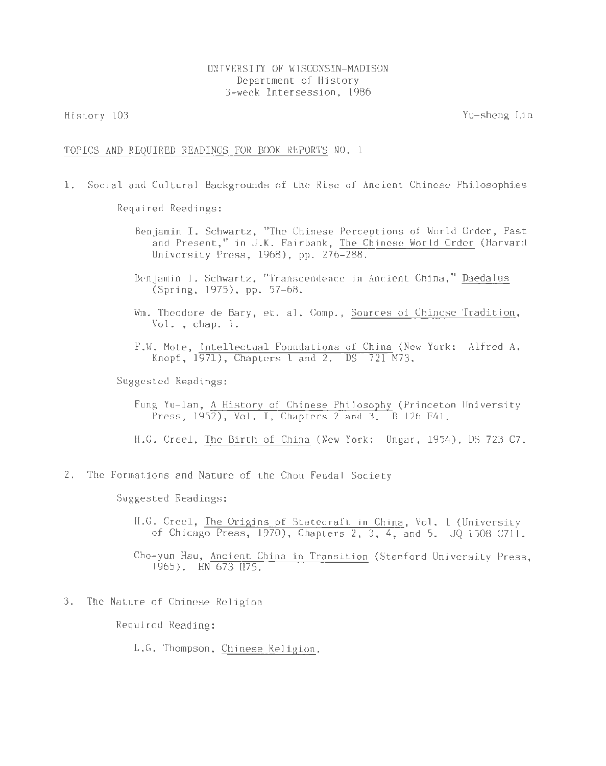UNIVERSITY OF WISCONSIN-MADISON
Department of History
3-week Intersession, 1986

History 103 — Yu-sheng Lin

TOPICS AND REQUIRED READINGS FOR BOOK REPORTS NO. 1

1. Social and Cultural Backgrounds of the Rise of Ancient Chinese Philosophies

   Required Readings:

   Benjamin I. Schwartz, "The Chinese Perceptions of World Order, Past and Present," in J.K. Fairbank, The Chinese World Order (Harvard University Press, 1968), pp. 276-288.

   Benjamin I. Schwartz, "Transcendence in Ancient China," Daedalus (Spring, 1975), pp. 57-68.

   Wm. Theodore de Bary, et. al. Comp., Sources of Chinese Tradition, Vol. , chap. 1.

   F.W. Mote, Intellectual Foundations of China (New York: Alfred A. Knopf, 1971), Chapters 1 and 2. DS 721 M73.

   Suggested Readings:

   Fung Yu-lan, A History of Chinese Philosophy (Princeton University Press, 1952), Vol. I, Chapters 2 and 3. B 126 F41.

   H.G. Creel, The Birth of China (New York: Ungar, 1954), DS 723 C7.

2. The Formations and Nature of the Chou Feudal Society

   Suggested Readings:

   H.G. Creel, The Origins of Statecraft in China, Vol. 1 (University of Chicago Press, 1970), Chapters 2, 3, 4, and 5. JQ 1508 C711.

   Cho-yun Hsu, Ancient China in Transition (Stanford University Press, 1965). HN 673 H75.

3. The Nature of Chinese Religion

   Required Reading:

   L.G. Thompson, Chinese Religion.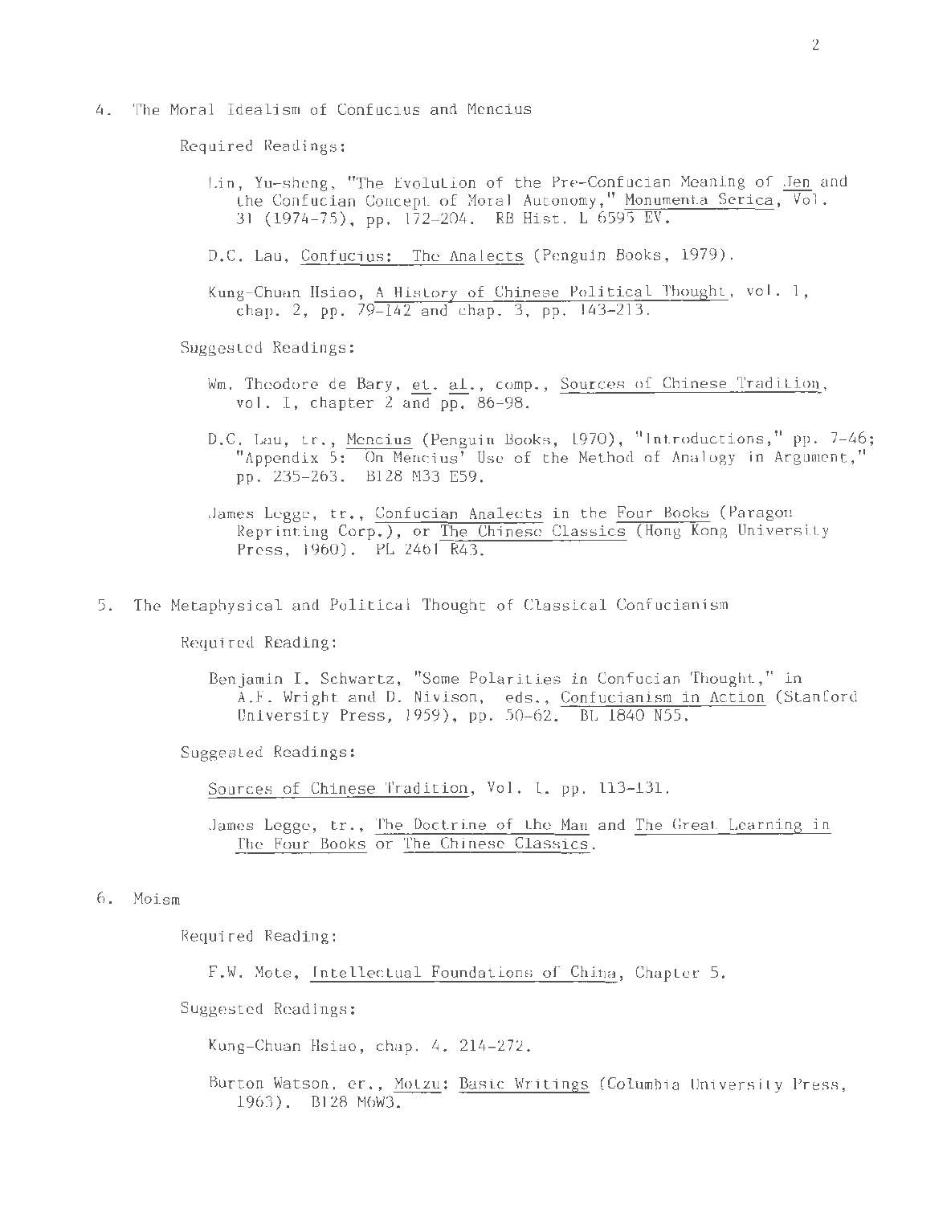4. The Moral Idealism of Confucius and Mencius

Required Readings:

Lin, Yu-sheng, "The Evolution of the Pre-Confucian Meaning of _Jen_ and the Confucian Concept of Moral Autonomy," _Monumenta Serica_, Vol. 31 (1974-75), pp. 172-204. RB Hist. L 6595 EV.

D.C. Lau, _Confucius: The Analects_ (Penguin Books, 1979).

Kung-Chuan Hsiao, _A History of Chinese Political Thought_, vol. 1, chap. 2, pp. 79-142 and chap. 3, pp. 143-213.

Suggested Readings:

Wm. Theodore de Bary, _et. al._, comp., _Sources of Chinese Tradition_, vol. I, chapter 2 and pp. 86-98.

D.C. Lau, tr., _Mencius_ (Penguin Books, 1970), "Introductions," pp. 7-46; "Appendix 5: On Mencius' Use of the Method of Analogy in Argument," pp. 235-263. B128 M33 E59.

James Legge, tr., _Confucian Analects_ in the _Four Books_ (Paragon Reprinting Corp.), or _The Chinese Classics_ (Hong Kong University Press, 1960). PL 2461 R43.

5. The Metaphysical and Political Thought of Classical Confucianism

Required Reading:

Benjamin I. Schwartz, "Some Polarities in Confucian Thought," in A.F. Wright and D. Nivison, eds., _Confucianism in Action_ (Stanford University Press, 1959), pp. 50-62. BL 1840 N55.

Suggested Readings:

_Sources of Chinese Tradition_, Vol. I. pp. 113-131.

James Legge, tr., _The Doctrine of the Man_ and _The Great Learning in The Four Books_ or _The Chinese Classics_.

6. Moism

Required Reading:

F.W. Mote, _Intellectual Foundations of China_, Chapter 5.

Suggested Readings:

Kung-Chuan Hsiao, chap. 4. 214-272.

Burton Watson, tr., _Motzu_: _Basic Writings_ (Columbia University Press, 1963). B128 M6W3.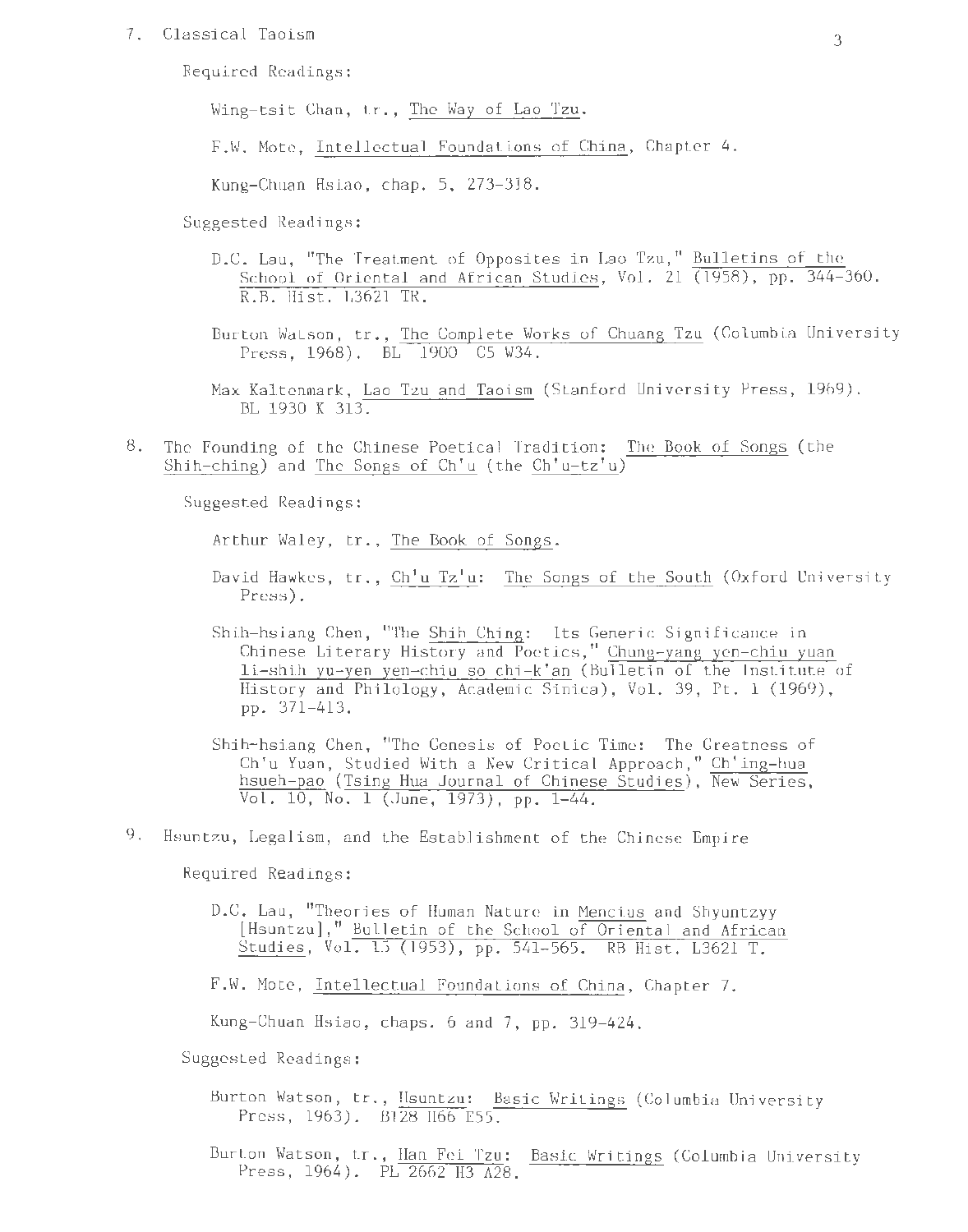7. Classical Taoism

Required Readings:

Wing-tsit Chan, tr., The Way of Lao Tzu.

F.W. Mote, Intellectual Foundations of China, Chapter 4.

Kung-Chuan Hsiao, chap. 5, 273-318.

Suggested Readings:

D.C. Lau, "The Treatment of Opposites in Lao Tzu," Bulletins of the School of Oriental and African Studies, Vol. 21 (1958), pp. 344-360. R.B. Hist. L3621 TR.

Burton Watson, tr., The Complete Works of Chuang Tzu (Columbia University Press, 1968). BL 1900 C5 W34.

Max Kaltenmark, Lao Tzu and Taoism (Stanford University Press, 1969). BL 1930 K 313.

8. The Founding of the Chinese Poetical Tradition: The Book of Songs (the Shih-ching) and The Songs of Ch'u (the Ch'u-tz'u)

Suggested Readings:

Arthur Waley, tr., The Book of Songs.

David Hawkes, tr., Ch'u Tz'u: The Songs of the South (Oxford University Press).

Shih-hsiang Chen, "The Shih Ching: Its Generic Significance in Chinese Literary History and Poetics," Chung-yang yen-chiu yuan li-shih yu-yen yen-chiu so chi-k'an (Bulletin of the Institute of History and Philology, Academic Sinica), Vol. 39, Pt. 1 (1969), pp. 371-413.

Shih-hsiang Chen, "The Genesis of Poetic Time: The Greatness of Ch'u Yuan, Studied With a New Critical Approach," Ch'ing-hua hsueh-pao (Tsing Hua Journal of Chinese Studies), New Series, Vol. 10, No. 1 (June, 1973), pp. 1-44.

9. Hsuntzu, Legalism, and the Establishment of the Chinese Empire

Required Readings:

D.C. Lau, "Theories of Human Nature in Mencius and Shyuntzyy [Hsuntzu]," Bulletin of the School of Oriental and African Studies, Vol. 15 (1953), pp. 541-565. RB Hist. L3621 T.

F.W. Mote, Intellectual Foundations of China, Chapter 7.

Kung-Chuan Hsiao, chaps. 6 and 7, pp. 319-424.

Suggested Readings:

Burton Watson, tr., Hsuntzu: Basic Writings (Columbia University Press, 1963). B128 H66 E55.

Burton Watson, tr., Han Fei Tzu: Basic Writings (Columbia University Press, 1964). PL 2662 H3 A28.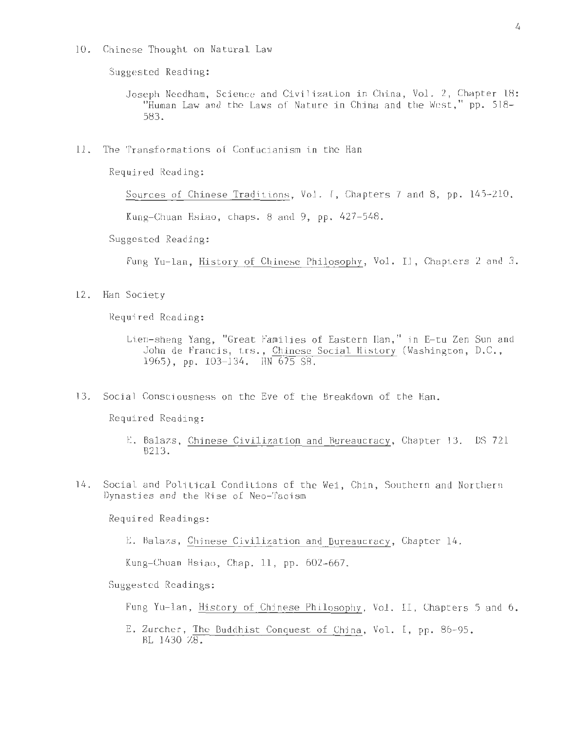10. Chinese Thought on Natural Law

    Suggested Reading:

    Joseph Needham, Science and Civilization in China, Vol. 2, Chapter 18: "Human Law and the Laws of Nature in China and the West," pp. 518-583.

11. The Transformations of Confucianism in the Han

    Required Reading:

    Sources of Chinese Traditions, Vol. I, Chapters 7 and 8, pp. 145-210.

    Kung-Chuan Hsiao, chaps. 8 and 9, pp. 427-548.

    Suggested Reading:

    Fung Yu-lan, History of Chinese Philosophy, Vol. II, Chapters 2 and 3.

12. Han Society

    Required Reading:

    Lien-sheng Yang, "Great Families of Eastern Han," in E-tu Zen Sun and John de Francis, trs., Chinese Social History (Washington, D.C., 1965), pp. 103-134. HN 675 S8.

13. Social Consciousness on the Eve of the Breakdown of the Han.

    Required Reading:

    E. Balazs, Chinese Civilization and Bureaucracy, Chapter 13. DS 721 B213.

14. Social and Political Conditions of the Wei, Chin, Southern and Northern Dynasties and the Rise of Neo-Taoism

    Required Readings:

    E. Balazs, Chinese Civilization and Bureaucracy, Chapter 14.

    Kung-Chuan Hsiao, Chap. 11, pp. 602-667.

    Suggested Readings:

    Fung Yu-lan, History of Chinese Philosophy, Vol. II, Chapters 5 and 6.

    E. Zurcher, The Buddhist Conquest of China, Vol. I, pp. 86-95. BL 1430 Z8.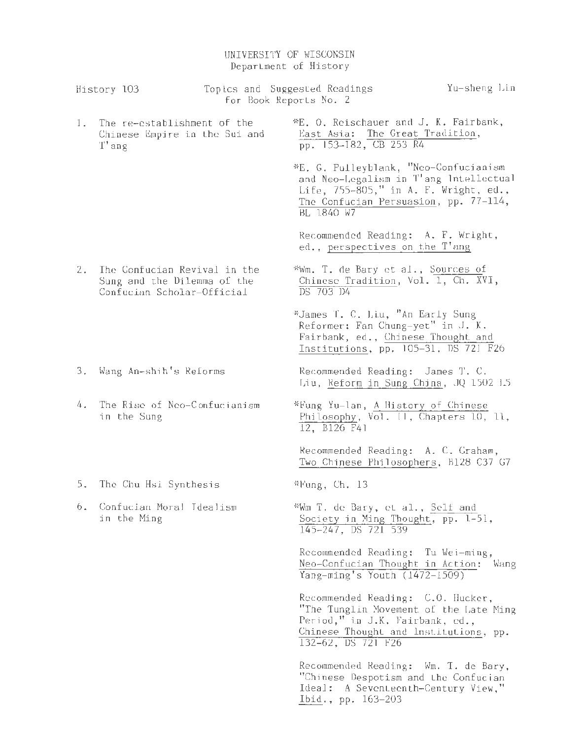UNIVERSITY OF WISCONSIN
Department of History

History 103 — Topics and Suggested Readings for Book Reports No. 2 — Yu-sheng Lin

1. The re-establishment of the Chinese Empire in the Sui and T'ang

   *E. O. Reischauer and J. K. Fairbank, East Asia: The Great Tradition, pp. 153-182, CB 253 R4

   *E. G. Pulleyblank, "Neo-Confucianism and Neo-Legalism in T'ang Intellectual Life, 755-805," in A. F. Wright, ed., The Confucian Persuasion, pp. 77-114, BL 1840 W7

   Recommended Reading: A. F. Wright, ed., perspectives on the T'ang

2. The Confucian Revival in the Sung and the Dilemma of the Confucian Scholar-Official

   *Wm. T. de Bary et al., Sources of Chinese Tradition, Vol. 1, Ch. XVI, DS 703 D4

   *James T. C. Liu, "An Early Sung Reformer: Fan Chung-yet" in J. K. Fairbank, ed., Chinese Thought and Institutions, pp. 105-31, DS 721 F26

3. Wang An-shih's Reforms

   Recommended Reading: James T. C. Liu, Reform in Sung China, JQ 1502 L5

4. The Rise of Neo-Confucianism in the Sung

   *Fung Yu-lan, A History of Chinese Philosophy, Vol. II, Chapters 10, 11, 12, B126 F41

   Recommended Reading: A. C. Graham, Two Chinese Philosophers, B128 C37 G7

5. The Chu Hsi Synthesis

   *Fung, Ch. 13

6. Confucian Moral Idealism in the Ming

   *Wm T. de Bary, et al., Self and Society in Ming Thought, pp. 1-51, 145-247, DS 721 S39

   Recommended Reading: Tu Wei-ming, Neo-Confucian Thought in Action: Wang Yang-ming's Youth (1472-1509)

   Recommended Reading: C.O. Hucker, "The Tunglin Movement of the Late Ming Period," in J.K. Fairbank, ed., Chinese Thought and Institutions, pp. 132-62, DS 721 F26

   Recommended Reading: Wm. T. de Bary, "Chinese Despotism and the Confucian Ideal: A Seventeenth-Century View," Ibid., pp. 163-203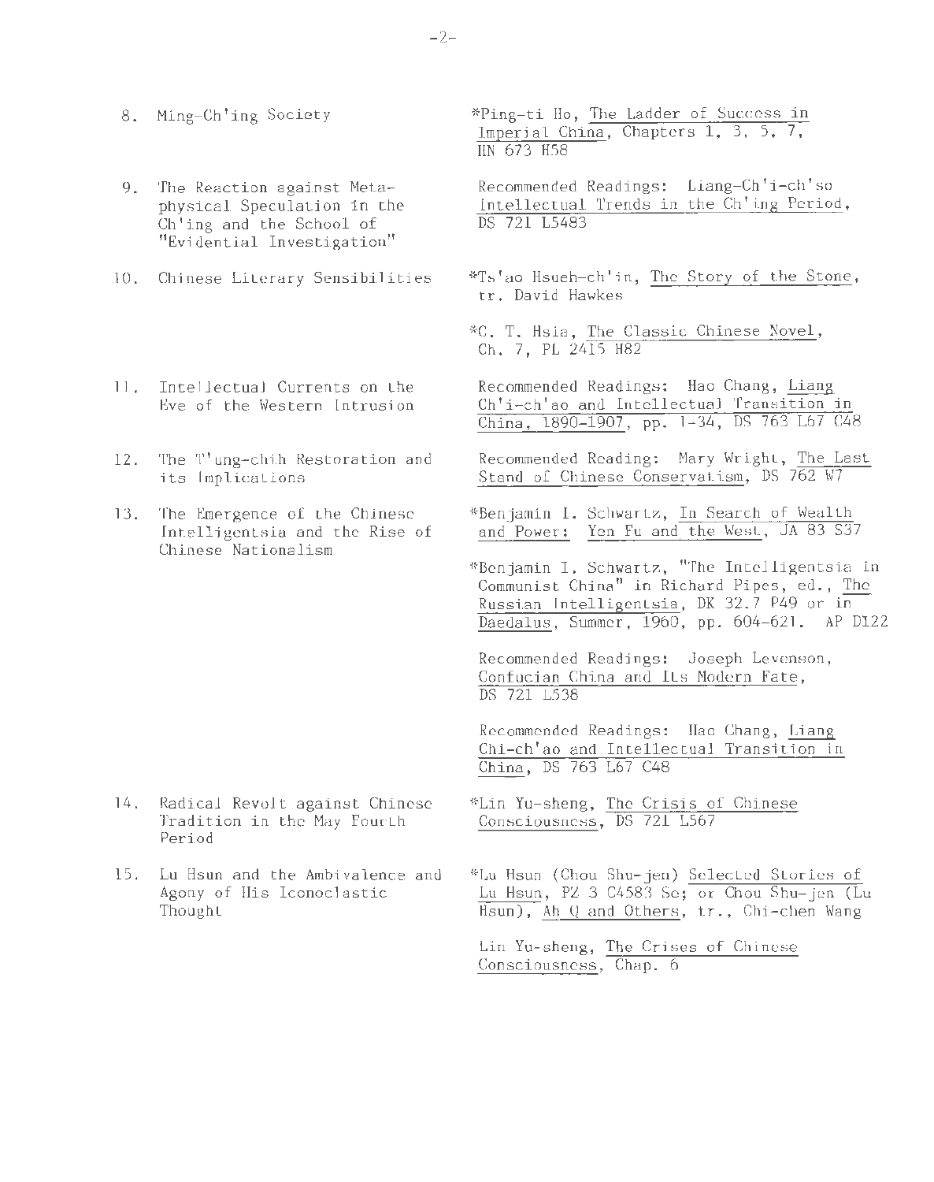| | |
|---|---|
| 8. Ming-Ch'ing Society | *Ping-ti Ho, The Ladder of Success in Imperial China, Chapters 1, 3, 5, 7, HN 673 H58 |
| 9. The Reaction against Metaphysical Speculation in the Ch'ing and the School of "Evidential Investigation" | Recommended Readings: Liang-Ch'i-ch'so Intellectual Trends in the Ch'ing Period, DS 721 L5483 |
| 10. Chinese Literary Sensibilities | *Ts'ao Hsueh-ch'in, The Story of the Stone, tr. David Hawkes<br><br>*C. T. Hsia, The Classic Chinese Novel, Ch. 7, PL 2415 H82 |
| 11. Intellectual Currents on the Eve of the Western Intrusion | Recommended Readings: Hao Chang, Liang Ch'i-ch'ao and Intellectual Transition in China, 1890-1907, pp. 1-34, DS 763 L67 C48 |
| 12. The T'ung-chih Restoration and its Implications | Recommended Reading: Mary Wright, The Last Stand of Chinese Conservatism, DS 762 W7 |
| 13. The Emergence of the Chinese Intelligentsia and the Rise of Chinese Nationalism | *Benjamin I. Schwartz, In Search of Wealth and Power: Yen Fu and the West, JA 83 S37<br><br>*Benjamin I. Schwartz, "The Intelligentsia in Communist China" in Richard Pipes, ed., The Russian Intelligentsia, DK 32.7 P49 or in Daedalus, Summer, 1960, pp. 604-621. AP D122<br><br>Recommended Readings: Joseph Levenson, Confucian China and Its Modern Fate, DS 721 L538<br><br>Recommended Readings: Hao Chang, Liang Chi-ch'ao and Intellectual Transition in China, DS 763 L67 C48 |
| 14. Radical Revolt against Chinese Tradition in the May Fourth Period | *Lin Yu-sheng, The Crisis of Chinese Consciousness, DS 721 L567 |
| 15. Lu Hsun and the Ambivalence and Agony of His Iconoclastic Thought | *Lu Hsun (Chou Shu-jen) Selected Stories of Lu Hsun, PZ 3 C4583 Se; or Chou Shu-jen (Lu Hsun), Ah Q and Others, tr., Chi-chen Wang<br><br>Lin Yu-sheng, The Crises of Chinese Consciousness, Chap. 6 |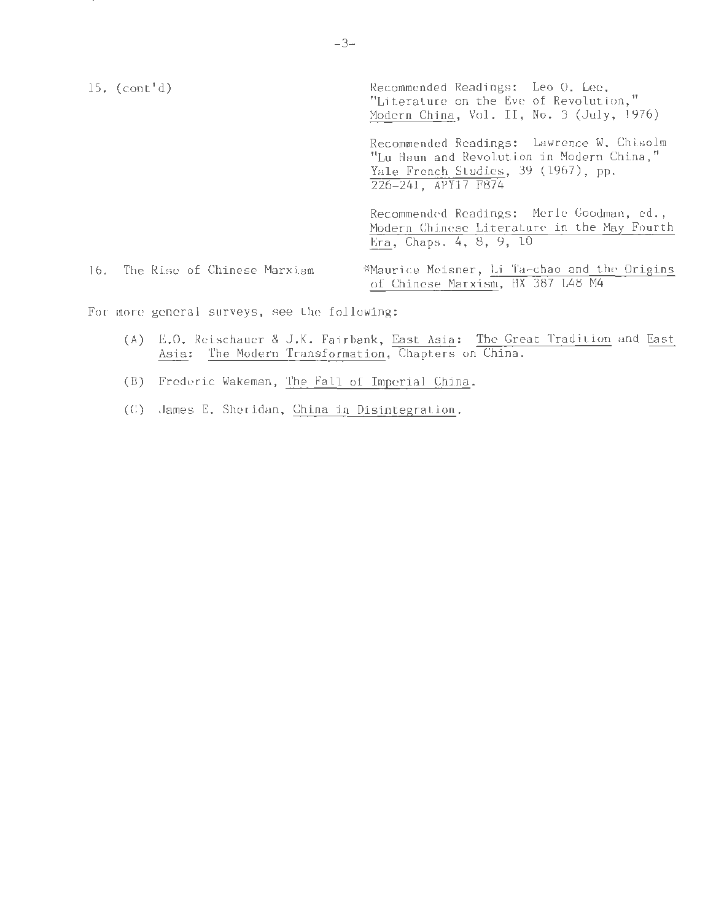15. (cont'd)

Recommended Readings: Leo O. Lee, "Literature on the Eve of Revolution," Modern China, Vol. II, No. 3 (July, 1976)

Recommended Readings: Lawrence W. Chisolm "Lu Hsun and Revolution in Modern China," Yale French Studies, 39 (1967), pp. 226-241, APY17 F874

Recommended Readings: Merle Goodman, ed., Modern Chinese Literature in the May Fourth Era, Chaps. 4, 8, 9, 10

16. The Rise of Chinese Marxism

*Maurice Meisner, Li Ta-chao and the Origins of Chinese Marxism, HX 387 L48 M4

For more general surveys, see the following:

(A) E.O. Reischauer & J.K. Fairbank, East Asia: The Great Tradition and East Asia: The Modern Transformation, Chapters on China.

(B) Frederic Wakeman, The Fall of Imperial China.

(C) James E. Sheridan, China in Disintegration.